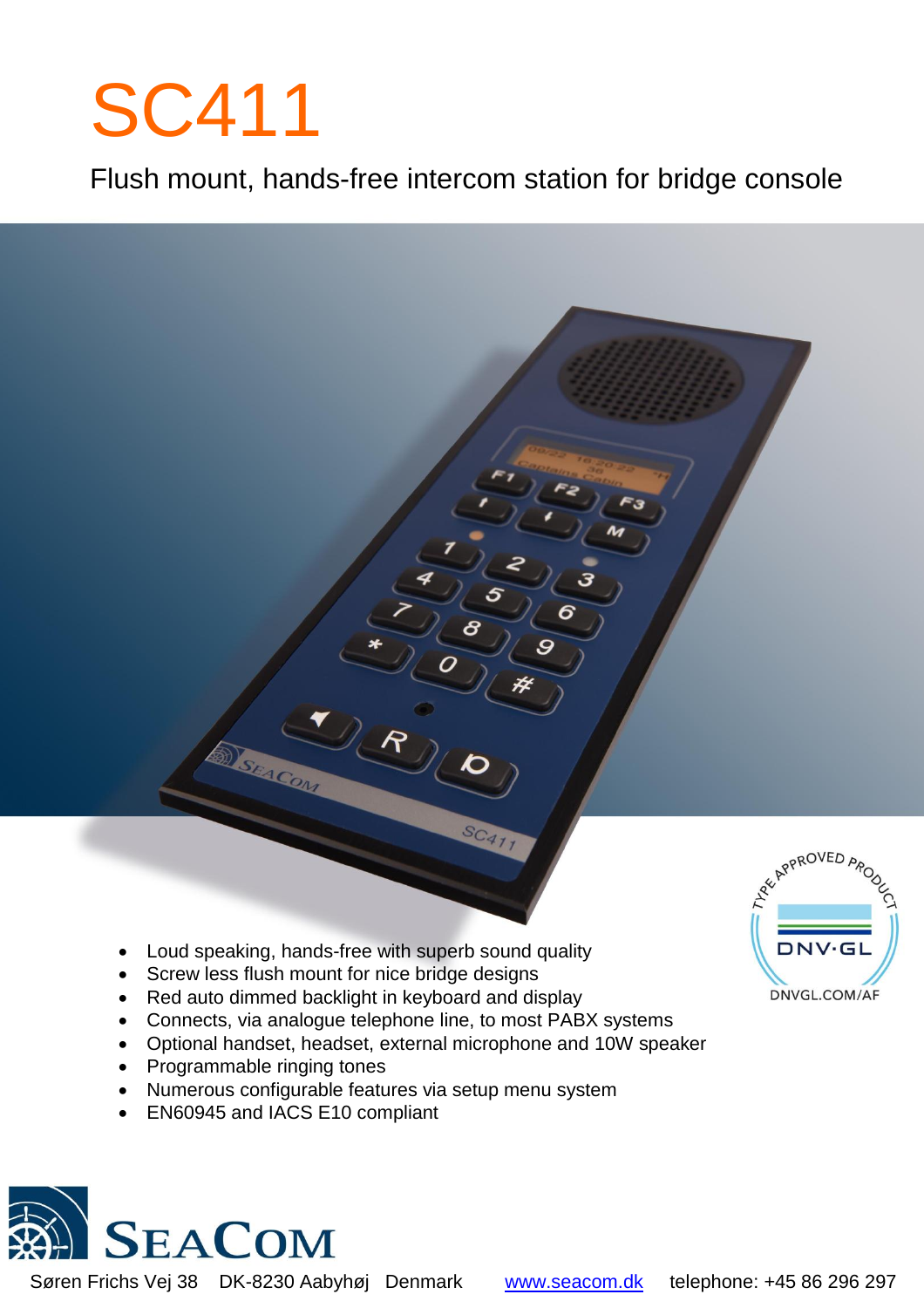# SC411

Flush mount, hands-free intercom station for bridge console

- Loud speaking, hands-free with superb sound quality
- Screw less flush mount for nice bridge designs
- Red auto dimmed backlight in keyboard and display
- Connects, via analogue telephone line, to most PABX systems
- Optional handset, headset, external microphone and 10W speaker
- Programmable ringing tones
- Numerous configurable features via setup menu system
- EN60945 and IACS E10 compliant

TYPE APPROVED PRODUCT
DNV·GL
DNVGL.COM/AF

SEACOM

Søren Frichs Vej 38 DK-8230 Aabyhøj Denmark www.seacom.dk telephone: +45 86 296 297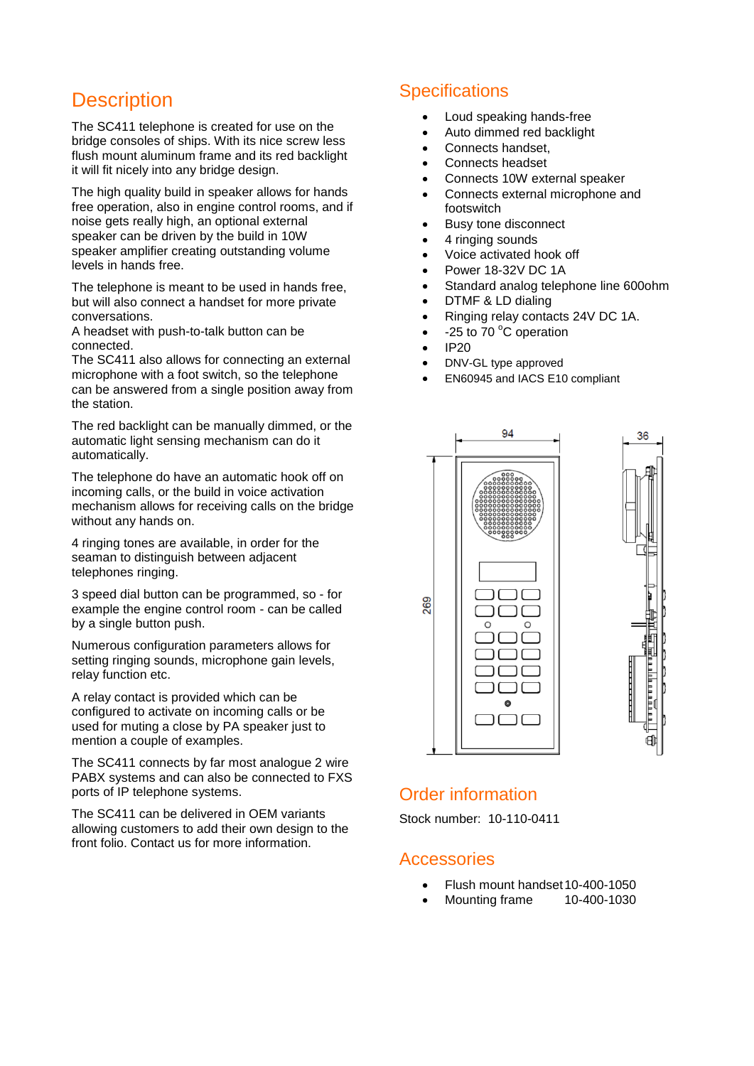## Description

The SC411 telephone is created for use on the bridge consoles of ships. With its nice screw less flush mount aluminum frame and its red backlight it will fit nicely into any bridge design.

The high quality build in speaker allows for hands free operation, also in engine control rooms, and if noise gets really high, an optional external speaker can be driven by the build in 10W speaker amplifier creating outstanding volume levels in hands free.

The telephone is meant to be used in hands free, but will also connect a handset for more private conversations.
A headset with push-to-talk button can be connected.
The SC411 also allows for connecting an external microphone with a foot switch, so the telephone can be answered from a single position away from the station.

The red backlight can be manually dimmed, or the automatic light sensing mechanism can do it automatically.

The telephone do have an automatic hook off on incoming calls, or the build in voice activation mechanism allows for receiving calls on the bridge without any hands on.

4 ringing tones are available, in order for the seaman to distinguish between adjacent telephones ringing.

3 speed dial button can be programmed, so - for example the engine control room - can be called by a single button push.

Numerous configuration parameters allows for setting ringing sounds, microphone gain levels, relay function etc.

A relay contact is provided which can be configured to activate on incoming calls or be used for muting a close by PA speaker just to mention a couple of examples.

The SC411 connects by far most analogue 2 wire PABX systems and can also be connected to FXS ports of IP telephone systems.

The SC411 can be delivered in OEM variants allowing customers to add their own design to the front folio. Contact us for more information.

## Specifications

- Loud speaking hands-free
- Auto dimmed red backlight
- Connects handset,
- Connects headset
- Connects 10W external speaker
- Connects external microphone and footswitch
- Busy tone disconnect
- 4 ringing sounds
- Voice activated hook off
- Power 18-32V DC 1A
- Standard analog telephone line 600ohm
- DTMF & LD dialing
- Ringing relay contacts 24V DC 1A.
- -25 to 70 °C operation
- IP20
- DNV-GL type approved
- EN60945 and IACS E10 compliant

94

36

269

## Order information

Stock number: 10-110-0411

## Accessories

- Flush mount handset 10-400-1050
- Mounting frame 10-400-1030